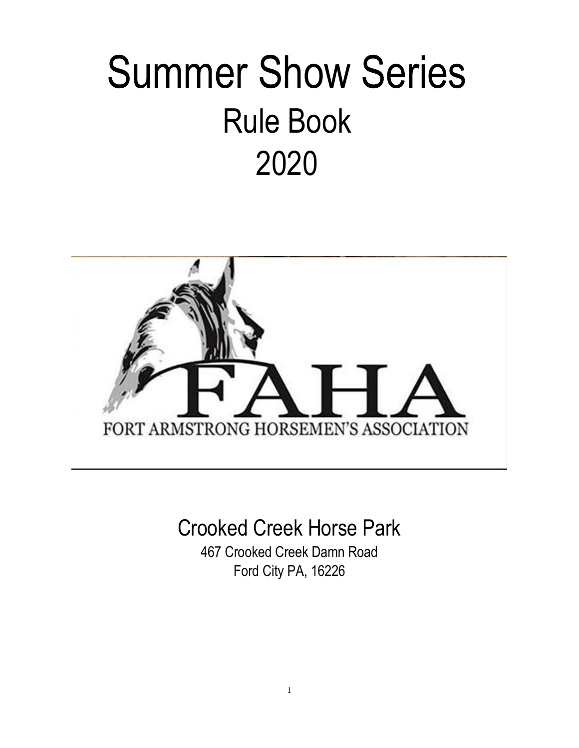# Summer Show Series

## Rule Book

## 2020

FAHA

FORT ARMSTRONG HORSEMEN'S ASSOCIATION

Crooked Creek Horse Park

467 Crooked Creek Damn Road
Ford City PA, 16226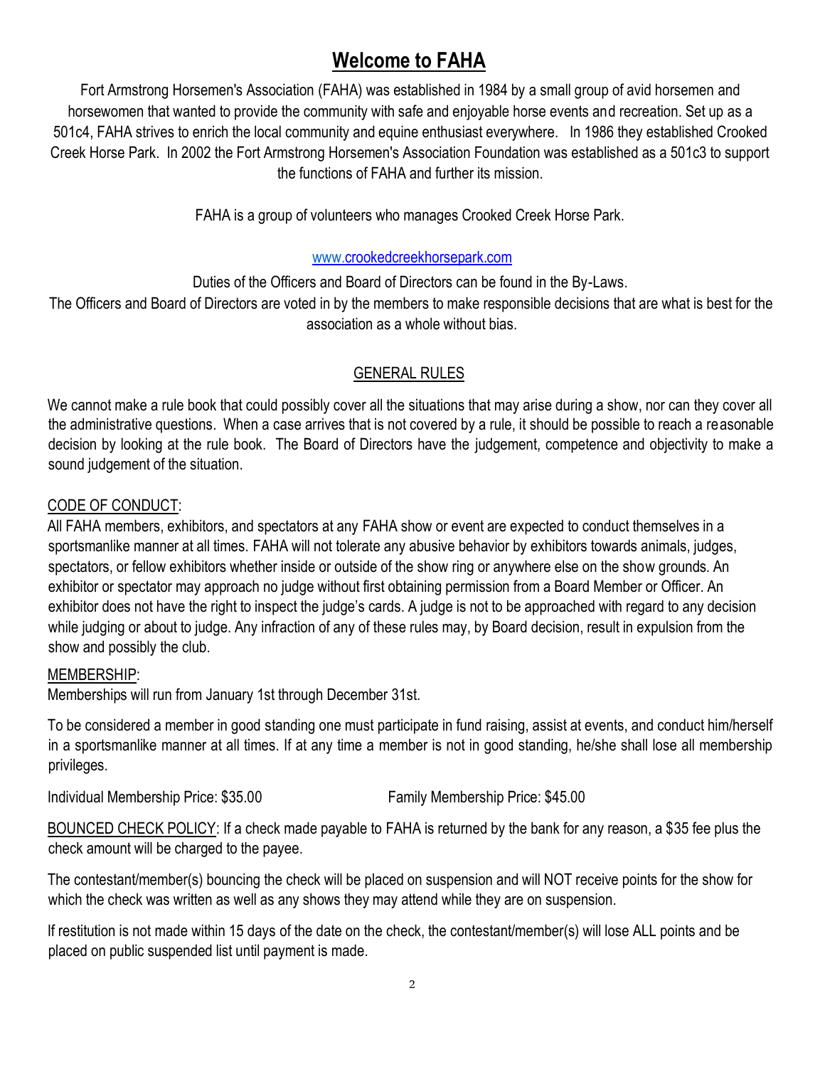# Welcome to FAHA

Fort Armstrong Horsemen's Association (FAHA) was established in 1984 by a small group of avid horsemen and horsewomen that wanted to provide the community with safe and enjoyable horse events and recreation. Set up as a 501c4, FAHA strives to enrich the local community and equine enthusiast everywhere. In 1986 they established Crooked Creek Horse Park. In 2002 the Fort Armstrong Horsemen's Association Foundation was established as a 501c3 to support the functions of FAHA and further its mission.

FAHA is a group of volunteers who manages Crooked Creek Horse Park.

[www.crookedcreekhorsepark.com](http://www.crookedcreekhorsepark.com)

Duties of the Officers and Board of Directors can be found in the By-Laws.
The Officers and Board of Directors are voted in by the members to make responsible decisions that are what is best for the association as a whole without bias.

## GENERAL RULES

We cannot make a rule book that could possibly cover all the situations that may arise during a show, nor can they cover all the administrative questions. When a case arrives that is not covered by a rule, it should be possible to reach a reasonable decision by looking at the rule book. The Board of Directors have the judgement, competence and objectivity to make a sound judgement of the situation.

CODE OF CONDUCT:
All FAHA members, exhibitors, and spectators at any FAHA show or event are expected to conduct themselves in a sportsmanlike manner at all times. FAHA will not tolerate any abusive behavior by exhibitors towards animals, judges, spectators, or fellow exhibitors whether inside or outside of the show ring or anywhere else on the show grounds. An exhibitor or spectator may approach no judge without first obtaining permission from a Board Member or Officer. An exhibitor does not have the right to inspect the judge's cards. A judge is not to be approached with regard to any decision while judging or about to judge. Any infraction of any of these rules may, by Board decision, result in expulsion from the show and possibly the club.

MEMBERSHIP:
Memberships will run from January 1st through December 31st.

To be considered a member in good standing one must participate in fund raising, assist at events, and conduct him/herself in a sportsmanlike manner at all times. If at any time a member is not in good standing, he/she shall lose all membership privileges.

Individual Membership Price: $35.00 Family Membership Price: $45.00

BOUNCED CHECK POLICY: If a check made payable to FAHA is returned by the bank for any reason, a $35 fee plus the check amount will be charged to the payee.

The contestant/member(s) bouncing the check will be placed on suspension and will NOT receive points for the show for which the check was written as well as any shows they may attend while they are on suspension.

If restitution is not made within 15 days of the date on the check, the contestant/member(s) will lose ALL points and be placed on public suspended list until payment is made.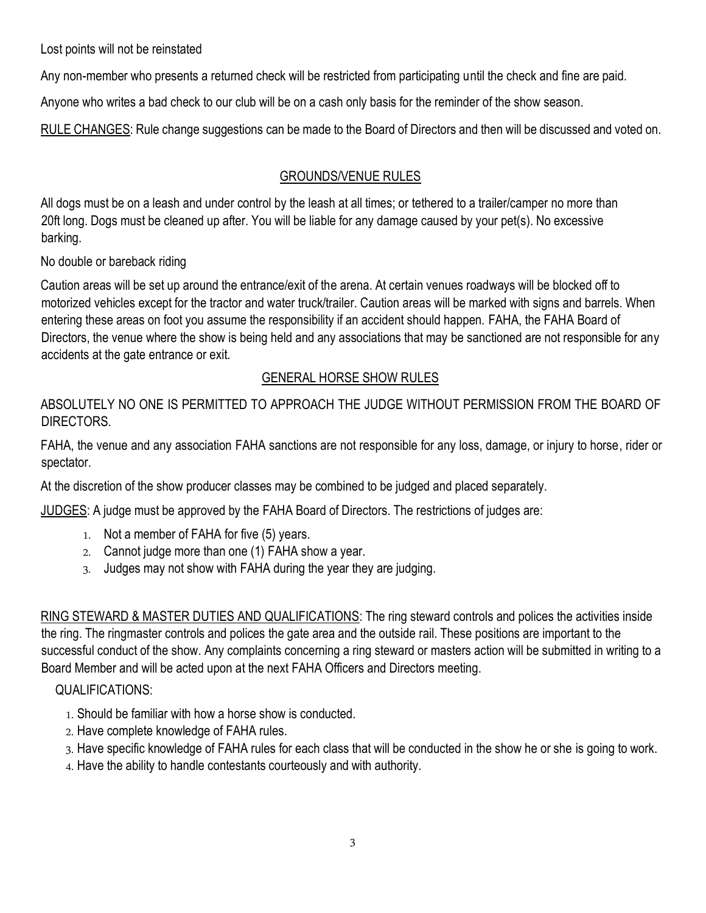Lost points will not be reinstated

Any non-member who presents a returned check will be restricted from participating until the check and fine are paid.

Anyone who writes a bad check to our club will be on a cash only basis for the reminder of the show season.

<u>RULE CHANGES</u>: Rule change suggestions can be made to the Board of Directors and then will be discussed and voted on.

## GROUNDS/VENUE RULES

All dogs must be on a leash and under control by the leash at all times; or tethered to a trailer/camper no more than 20ft long. Dogs must be cleaned up after. You will be liable for any damage caused by your pet(s). No excessive barking.

No double or bareback riding

Caution areas will be set up around the entrance/exit of the arena. At certain venues roadways will be blocked off to motorized vehicles except for the tractor and water truck/trailer. Caution areas will be marked with signs and barrels. When entering these areas on foot you assume the responsibility if an accident should happen. FAHA, the FAHA Board of Directors, the venue where the show is being held and any associations that may be sanctioned are not responsible for any accidents at the gate entrance or exit.

## GENERAL HORSE SHOW RULES

ABSOLUTELY NO ONE IS PERMITTED TO APPROACH THE JUDGE WITHOUT PERMISSION FROM THE BOARD OF DIRECTORS.

FAHA, the venue and any association FAHA sanctions are not responsible for any loss, damage, or injury to horse, rider or spectator.

At the discretion of the show producer classes may be combined to be judged and placed separately.

<u>JUDGES</u>: A judge must be approved by the FAHA Board of Directors. The restrictions of judges are:

1. Not a member of FAHA for five (5) years.
2. Cannot judge more than one (1) FAHA show a year.
3. Judges may not show with FAHA during the year they are judging.

<u>RING STEWARD & MASTER DUTIES AND QUALIFICATIONS</u>: The ring steward controls and polices the activities inside the ring. The ringmaster controls and polices the gate area and the outside rail. These positions are important to the successful conduct of the show. Any complaints concerning a ring steward or masters action will be submitted in writing to a Board Member and will be acted upon at the next FAHA Officers and Directors meeting.

QUALIFICATIONS:

1. Should be familiar with how a horse show is conducted.
2. Have complete knowledge of FAHA rules.
3. Have specific knowledge of FAHA rules for each class that will be conducted in the show he or she is going to work.
4. Have the ability to handle contestants courteously and with authority.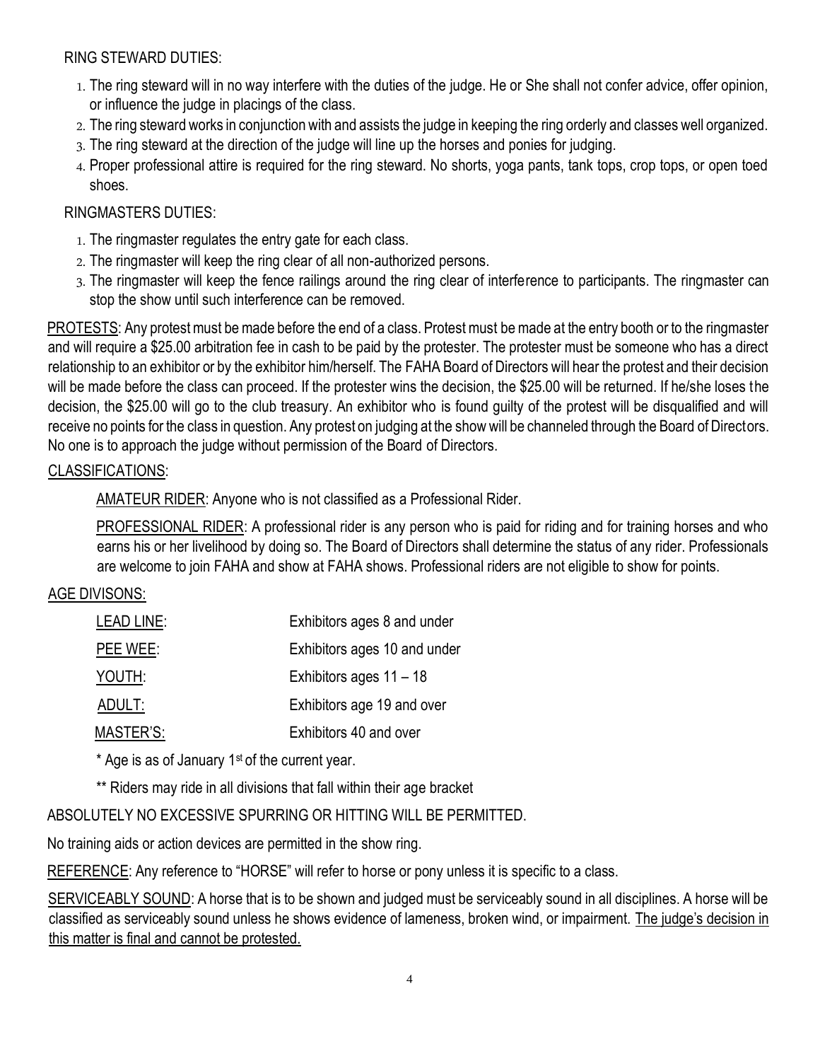RING STEWARD DUTIES:

1. The ring steward will in no way interfere with the duties of the judge. He or She shall not confer advice, offer opinion, or influence the judge in placings of the class.
2. The ring steward works in conjunction with and assists the judge in keeping the ring orderly and classes well organized.
3. The ring steward at the direction of the judge will line up the horses and ponies for judging.
4. Proper professional attire is required for the ring steward. No shorts, yoga pants, tank tops, crop tops, or open toed shoes.

RINGMASTERS DUTIES:

1. The ringmaster regulates the entry gate for each class.
2. The ringmaster will keep the ring clear of all non-authorized persons.
3. The ringmaster will keep the fence railings around the ring clear of interference to participants. The ringmaster can stop the show until such interference can be removed.

<u>PROTESTS</u>: Any protest must be made before the end of a class. Protest must be made at the entry booth or to the ringmaster and will require a $25.00 arbitration fee in cash to be paid by the protester. The protester must be someone who has a direct relationship to an exhibitor or by the exhibitor him/herself. The FAHA Board of Directors will hear the protest and their decision will be made before the class can proceed. If the protester wins the decision, the $25.00 will be returned. If he/she loses the decision, the $25.00 will go to the club treasury. An exhibitor who is found guilty of the protest will be disqualified and will receive no points for the class in question. Any protest on judging at the show will be channeled through the Board of Directors. No one is to approach the judge without permission of the Board of Directors.

<u>CLASSIFICATIONS</u>:

<u>AMATEUR RIDER</u>: Anyone who is not classified as a Professional Rider.

<u>PROFESSIONAL RIDER</u>: A professional rider is any person who is paid for riding and for training horses and who earns his or her livelihood by doing so. The Board of Directors shall determine the status of any rider. Professionals are welcome to join FAHA and show at FAHA shows. Professional riders are not eligible to show for points.

<u>AGE DIVISONS:</u>

| | |
|---|---|
| <u>LEAD LINE</u>: | Exhibitors ages 8 and under |
| <u>PEE WEE</u>: | Exhibitors ages 10 and under |
| <u>YOUTH</u>: | Exhibitors ages 11 – 18 |
| <u>ADULT:</u> | Exhibitors age 19 and over |
| <u>MASTER'S:</u> | Exhibitors 40 and over |

\* Age is as of January 1st of the current year.

\*\* Riders may ride in all divisions that fall within their age bracket

ABSOLUTELY NO EXCESSIVE SPURRING OR HITTING WILL BE PERMITTED.

No training aids or action devices are permitted in the show ring.

<u>REFERENCE</u>: Any reference to "HORSE" will refer to horse or pony unless it is specific to a class.

<u>SERVICEABLY SOUND</u>: A horse that is to be shown and judged must be serviceably sound in all disciplines. A horse will be classified as serviceably sound unless he shows evidence of lameness, broken wind, or impairment. <u>The judge's decision in this matter is final and cannot be protested.</u>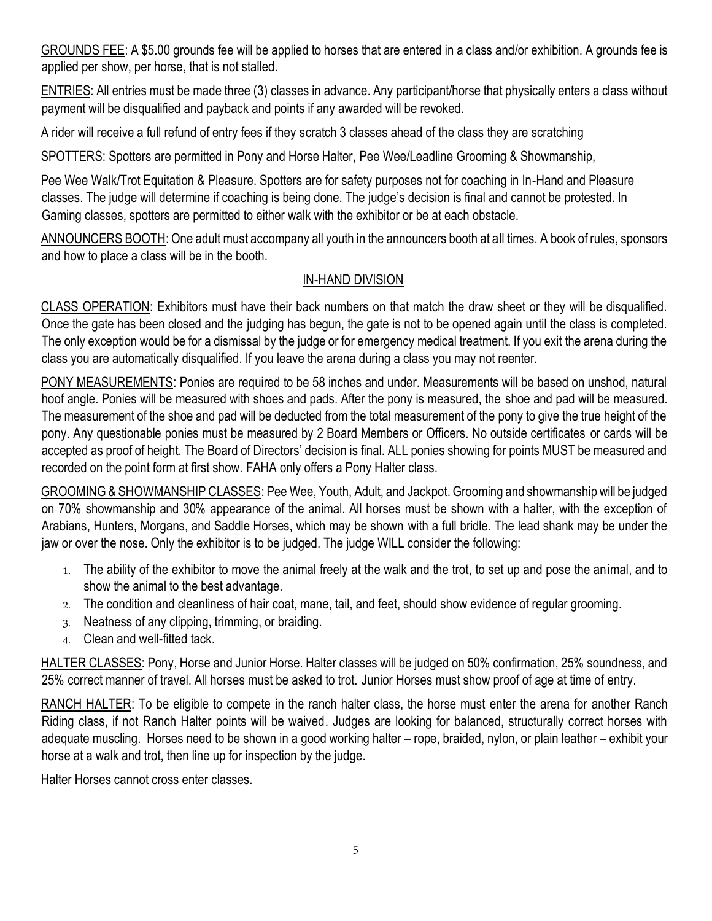GROUNDS FEE: A $5.00 grounds fee will be applied to horses that are entered in a class and/or exhibition. A grounds fee is applied per show, per horse, that is not stalled.

ENTRIES: All entries must be made three (3) classes in advance. Any participant/horse that physically enters a class without payment will be disqualified and payback and points if any awarded will be revoked.

A rider will receive a full refund of entry fees if they scratch 3 classes ahead of the class they are scratching

SPOTTERS: Spotters are permitted in Pony and Horse Halter, Pee Wee/Leadline Grooming & Showmanship,

Pee Wee Walk/Trot Equitation & Pleasure. Spotters are for safety purposes not for coaching in In-Hand and Pleasure classes. The judge will determine if coaching is being done. The judge's decision is final and cannot be protested. In Gaming classes, spotters are permitted to either walk with the exhibitor or be at each obstacle.

ANNOUNCERS BOOTH: One adult must accompany all youth in the announcers booth at all times. A book of rules, sponsors and how to place a class will be in the booth.

## IN-HAND DIVISION

CLASS OPERATION: Exhibitors must have their back numbers on that match the draw sheet or they will be disqualified. Once the gate has been closed and the judging has begun, the gate is not to be opened again until the class is completed. The only exception would be for a dismissal by the judge or for emergency medical treatment. If you exit the arena during the class you are automatically disqualified. If you leave the arena during a class you may not reenter.

PONY MEASUREMENTS: Ponies are required to be 58 inches and under. Measurements will be based on unshod, natural hoof angle. Ponies will be measured with shoes and pads. After the pony is measured, the shoe and pad will be measured. The measurement of the shoe and pad will be deducted from the total measurement of the pony to give the true height of the pony. Any questionable ponies must be measured by 2 Board Members or Officers. No outside certificates or cards will be accepted as proof of height. The Board of Directors' decision is final. ALL ponies showing for points MUST be measured and recorded on the point form at first show. FAHA only offers a Pony Halter class.

GROOMING & SHOWMANSHIP CLASSES: Pee Wee, Youth, Adult, and Jackpot. Grooming and showmanship will be judged on 70% showmanship and 30% appearance of the animal. All horses must be shown with a halter, with the exception of Arabians, Hunters, Morgans, and Saddle Horses, which may be shown with a full bridle. The lead shank may be under the jaw or over the nose. Only the exhibitor is to be judged. The judge WILL consider the following:

1. The ability of the exhibitor to move the animal freely at the walk and the trot, to set up and pose the animal, and to show the animal to the best advantage.
2. The condition and cleanliness of hair coat, mane, tail, and feet, should show evidence of regular grooming.
3. Neatness of any clipping, trimming, or braiding.
4. Clean and well-fitted tack.

HALTER CLASSES: Pony, Horse and Junior Horse. Halter classes will be judged on 50% confirmation, 25% soundness, and 25% correct manner of travel. All horses must be asked to trot. Junior Horses must show proof of age at time of entry.

RANCH HALTER: To be eligible to compete in the ranch halter class, the horse must enter the arena for another Ranch Riding class, if not Ranch Halter points will be waived. Judges are looking for balanced, structurally correct horses with adequate muscling. Horses need to be shown in a good working halter – rope, braided, nylon, or plain leather – exhibit your horse at a walk and trot, then line up for inspection by the judge.

Halter Horses cannot cross enter classes.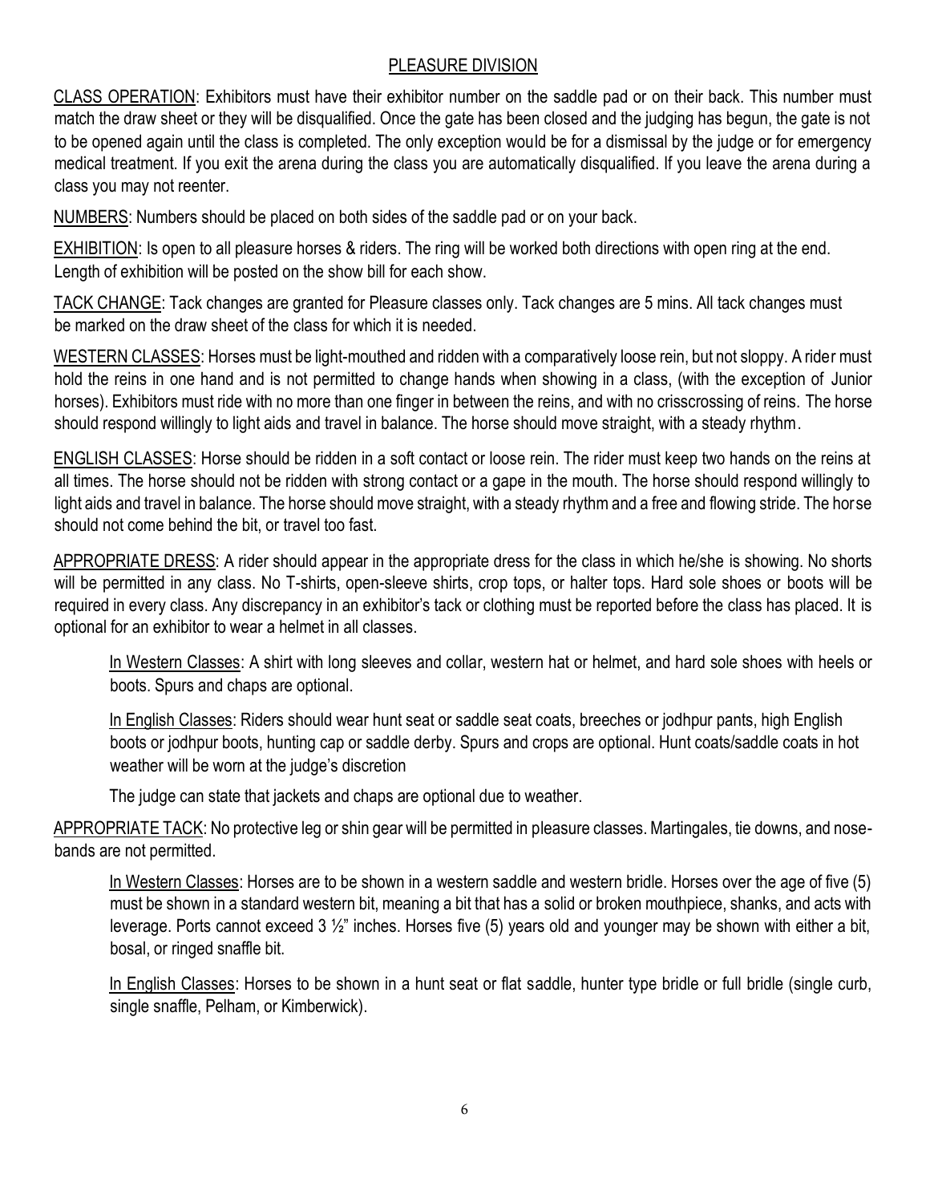## PLEASURE DIVISION

CLASS OPERATION: Exhibitors must have their exhibitor number on the saddle pad or on their back. This number must match the draw sheet or they will be disqualified. Once the gate has been closed and the judging has begun, the gate is not to be opened again until the class is completed. The only exception would be for a dismissal by the judge or for emergency medical treatment. If you exit the arena during the class you are automatically disqualified. If you leave the arena during a class you may not reenter.

NUMBERS: Numbers should be placed on both sides of the saddle pad or on your back.

EXHIBITION: Is open to all pleasure horses & riders. The ring will be worked both directions with open ring at the end. Length of exhibition will be posted on the show bill for each show.

TACK CHANGE: Tack changes are granted for Pleasure classes only. Tack changes are 5 mins. All tack changes must be marked on the draw sheet of the class for which it is needed.

WESTERN CLASSES: Horses must be light-mouthed and ridden with a comparatively loose rein, but not sloppy. A rider must hold the reins in one hand and is not permitted to change hands when showing in a class, (with the exception of Junior horses). Exhibitors must ride with no more than one finger in between the reins, and with no crisscrossing of reins. The horse should respond willingly to light aids and travel in balance. The horse should move straight, with a steady rhythm.

ENGLISH CLASSES: Horse should be ridden in a soft contact or loose rein. The rider must keep two hands on the reins at all times. The horse should not be ridden with strong contact or a gape in the mouth. The horse should respond willingly to light aids and travel in balance. The horse should move straight, with a steady rhythm and a free and flowing stride. The horse should not come behind the bit, or travel too fast.

APPROPRIATE DRESS: A rider should appear in the appropriate dress for the class in which he/she is showing. No shorts will be permitted in any class. No T-shirts, open-sleeve shirts, crop tops, or halter tops. Hard sole shoes or boots will be required in every class. Any discrepancy in an exhibitor's tack or clothing must be reported before the class has placed. It is optional for an exhibitor to wear a helmet in all classes.

In Western Classes: A shirt with long sleeves and collar, western hat or helmet, and hard sole shoes with heels or boots. Spurs and chaps are optional.

In English Classes: Riders should wear hunt seat or saddle seat coats, breeches or jodhpur pants, high English boots or jodhpur boots, hunting cap or saddle derby. Spurs and crops are optional. Hunt coats/saddle coats in hot weather will be worn at the judge's discretion

The judge can state that jackets and chaps are optional due to weather.

APPROPRIATE TACK: No protective leg or shin gear will be permitted in pleasure classes. Martingales, tie downs, and nose-bands are not permitted.

In Western Classes: Horses are to be shown in a western saddle and western bridle. Horses over the age of five (5) must be shown in a standard western bit, meaning a bit that has a solid or broken mouthpiece, shanks, and acts with leverage. Ports cannot exceed 3 ½" inches. Horses five (5) years old and younger may be shown with either a bit, bosal, or ringed snaffle bit.

In English Classes: Horses to be shown in a hunt seat or flat saddle, hunter type bridle or full bridle (single curb, single snaffle, Pelham, or Kimberwick).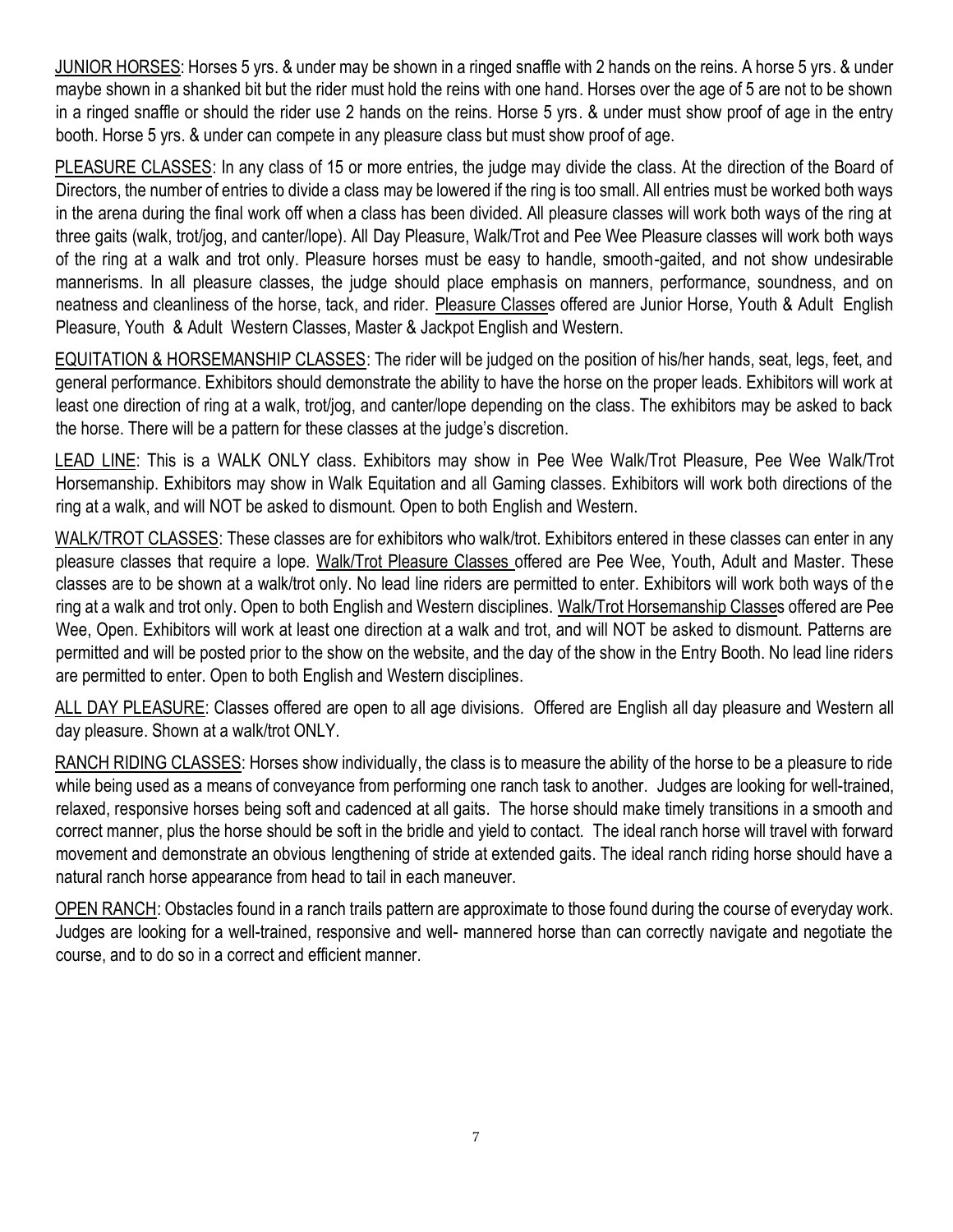<u>JUNIOR HORSES</u>: Horses 5 yrs. & under may be shown in a ringed snaffle with 2 hands on the reins. A horse 5 yrs. & under maybe shown in a shanked bit but the rider must hold the reins with one hand. Horses over the age of 5 are not to be shown in a ringed snaffle or should the rider use 2 hands on the reins. Horse 5 yrs. & under must show proof of age in the entry booth. Horse 5 yrs. & under can compete in any pleasure class but must show proof of age.

<u>PLEASURE CLASSES</u>: In any class of 15 or more entries, the judge may divide the class. At the direction of the Board of Directors, the number of entries to divide a class may be lowered if the ring is too small. All entries must be worked both ways in the arena during the final work off when a class has been divided. All pleasure classes will work both ways of the ring at three gaits (walk, trot/jog, and canter/lope). All Day Pleasure, Walk/Trot and Pee Wee Pleasure classes will work both ways of the ring at a walk and trot only. Pleasure horses must be easy to handle, smooth-gaited, and not show undesirable mannerisms. In all pleasure classes, the judge should place emphasis on manners, performance, soundness, and on neatness and cleanliness of the horse, tack, and rider. <u>Pleasure Classes</u> offered are Junior Horse, Youth & Adult English Pleasure, Youth & Adult Western Classes, Master & Jackpot English and Western.

<u>EQUITATION & HORSEMANSHIP CLASSES</u>: The rider will be judged on the position of his/her hands, seat, legs, feet, and general performance. Exhibitors should demonstrate the ability to have the horse on the proper leads. Exhibitors will work at least one direction of ring at a walk, trot/jog, and canter/lope depending on the class. The exhibitors may be asked to back the horse. There will be a pattern for these classes at the judge's discretion.

<u>LEAD LINE</u>: This is a WALK ONLY class. Exhibitors may show in Pee Wee Walk/Trot Pleasure, Pee Wee Walk/Trot Horsemanship. Exhibitors may show in Walk Equitation and all Gaming classes. Exhibitors will work both directions of the ring at a walk, and will NOT be asked to dismount. Open to both English and Western.

<u>WALK/TROT CLASSES</u>: These classes are for exhibitors who walk/trot. Exhibitors entered in these classes can enter in any pleasure classes that require a lope. <u>Walk/Trot Pleasure Classes</u> offered are Pee Wee, Youth, Adult and Master. These classes are to be shown at a walk/trot only. No lead line riders are permitted to enter. Exhibitors will work both ways of the ring at a walk and trot only. Open to both English and Western disciplines. <u>Walk/Trot Horsemanship Classes</u> offered are Pee Wee, Open. Exhibitors will work at least one direction at a walk and trot, and will NOT be asked to dismount. Patterns are permitted and will be posted prior to the show on the website, and the day of the show in the Entry Booth. No lead line riders are permitted to enter. Open to both English and Western disciplines.

<u>ALL DAY PLEASURE</u>: Classes offered are open to all age divisions. Offered are English all day pleasure and Western all day pleasure. Shown at a walk/trot ONLY.

<u>RANCH RIDING CLASSES</u>: Horses show individually, the class is to measure the ability of the horse to be a pleasure to ride while being used as a means of conveyance from performing one ranch task to another. Judges are looking for well-trained, relaxed, responsive horses being soft and cadenced at all gaits. The horse should make timely transitions in a smooth and correct manner, plus the horse should be soft in the bridle and yield to contact. The ideal ranch horse will travel with forward movement and demonstrate an obvious lengthening of stride at extended gaits. The ideal ranch riding horse should have a natural ranch horse appearance from head to tail in each maneuver.

<u>OPEN RANCH</u>: Obstacles found in a ranch trails pattern are approximate to those found during the course of everyday work. Judges are looking for a well-trained, responsive and well- mannered horse than can correctly navigate and negotiate the course, and to do so in a correct and efficient manner.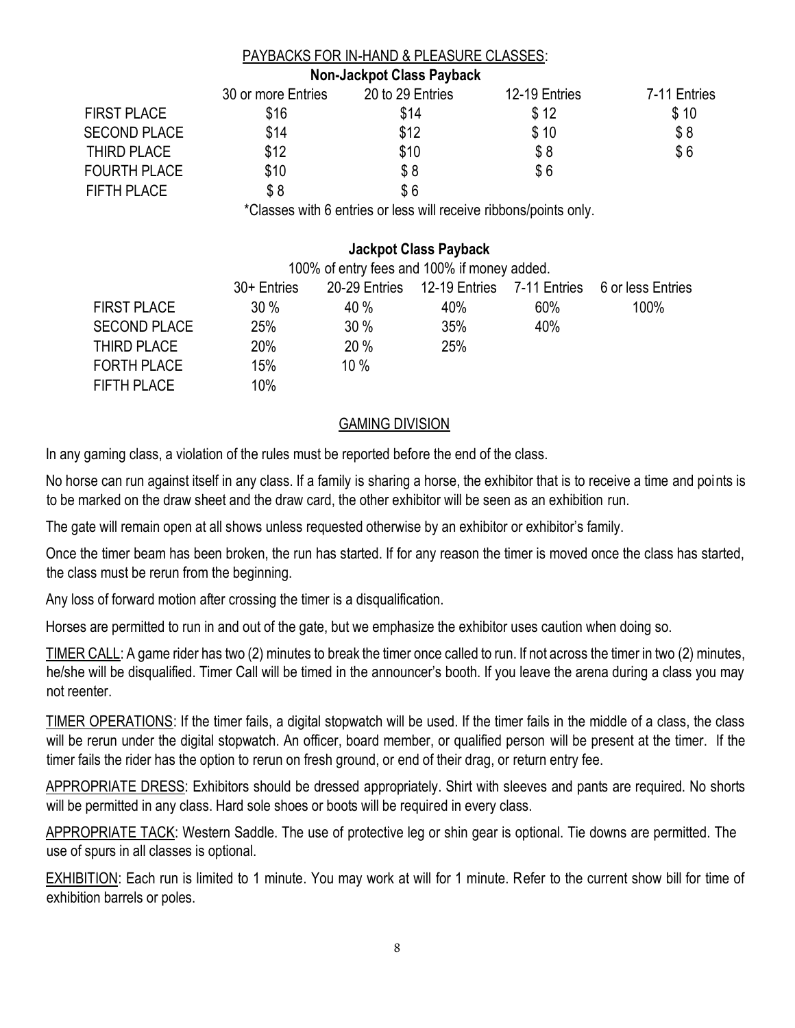## PAYBACKS FOR IN-HAND & PLEASURE CLASSES:

**Non-Jackpot Class Payback**

| | 30 or more Entries | 20 to 29 Entries | 12-19 Entries | 7-11 Entries |
|---|---|---|---|---|
| FIRST PLACE | $16 | $14 | $ 12 | $ 10 |
| SECOND PLACE | $14 | $12 | $ 10 | $ 8 |
| THIRD PLACE | $12 | $10 | $ 8 | $ 6 |
| FOURTH PLACE | $10 | $ 8 | $ 6 | |
| FIFTH PLACE | $ 8 | $ 6 | | |

*Classes with 6 entries or less will receive ribbons/points only.

**Jackpot Class Payback**

100% of entry fees and 100% if money added.

| | 30+ Entries | 20-29 Entries | 12-19 Entries | 7-11 Entries | 6 or less Entries |
|---|---|---|---|---|---|
| FIRST PLACE | 30 % | 40 % | 40% | 60% | 100% |
| SECOND PLACE | 25% | 30 % | 35% | 40% | |
| THIRD PLACE | 20% | 20 % | 25% | | |
| FORTH PLACE | 15% | 10 % | | | |
| FIFTH PLACE | 10% | | | | |

## GAMING DIVISION

In any gaming class, a violation of the rules must be reported before the end of the class.

No horse can run against itself in any class. If a family is sharing a horse, the exhibitor that is to receive a time and points is to be marked on the draw sheet and the draw card, the other exhibitor will be seen as an exhibition run.

The gate will remain open at all shows unless requested otherwise by an exhibitor or exhibitor's family.

Once the timer beam has been broken, the run has started. If for any reason the timer is moved once the class has started, the class must be rerun from the beginning.

Any loss of forward motion after crossing the timer is a disqualification.

Horses are permitted to run in and out of the gate, but we emphasize the exhibitor uses caution when doing so.

TIMER CALL: A game rider has two (2) minutes to break the timer once called to run. If not across the timer in two (2) minutes, he/she will be disqualified. Timer Call will be timed in the announcer's booth. If you leave the arena during a class you may not reenter.

TIMER OPERATIONS: If the timer fails, a digital stopwatch will be used. If the timer fails in the middle of a class, the class will be rerun under the digital stopwatch. An officer, board member, or qualified person will be present at the timer. If the timer fails the rider has the option to rerun on fresh ground, or end of their drag, or return entry fee.

APPROPRIATE DRESS: Exhibitors should be dressed appropriately. Shirt with sleeves and pants are required. No shorts will be permitted in any class. Hard sole shoes or boots will be required in every class.

APPROPRIATE TACK: Western Saddle. The use of protective leg or shin gear is optional. Tie downs are permitted. The use of spurs in all classes is optional.

EXHIBITION: Each run is limited to 1 minute. You may work at will for 1 minute. Refer to the current show bill for time of exhibition barrels or poles.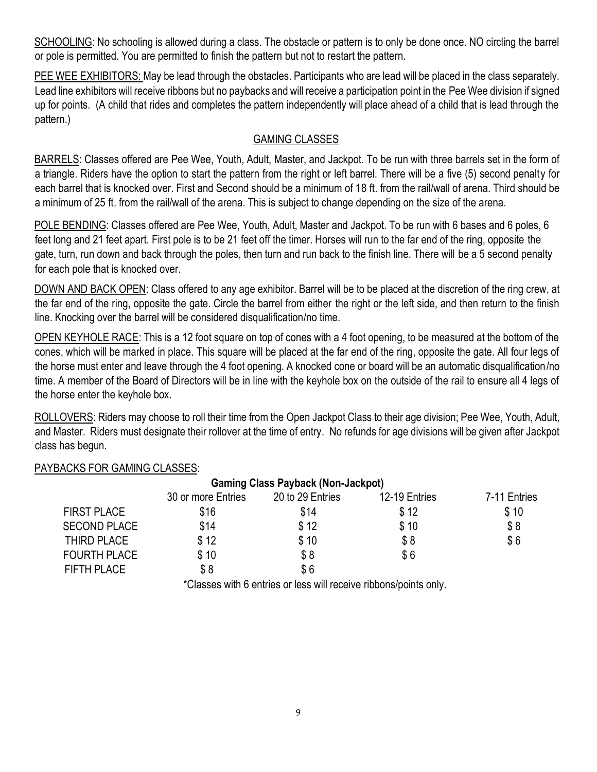SCHOOLING: No schooling is allowed during a class. The obstacle or pattern is to only be done once. NO circling the barrel or pole is permitted. You are permitted to finish the pattern but not to restart the pattern.

PEE WEE EXHIBITORS: May be lead through the obstacles. Participants who are lead will be placed in the class separately. Lead line exhibitors will receive ribbons but no paybacks and will receive a participation point in the Pee Wee division if signed up for points. (A child that rides and completes the pattern independently will place ahead of a child that is lead through the pattern.)

## GAMING CLASSES

BARRELS: Classes offered are Pee Wee, Youth, Adult, Master, and Jackpot. To be run with three barrels set in the form of a triangle. Riders have the option to start the pattern from the right or left barrel. There will be a five (5) second penalty for each barrel that is knocked over. First and Second should be a minimum of 18 ft. from the rail/wall of arena. Third should be a minimum of 25 ft. from the rail/wall of the arena. This is subject to change depending on the size of the arena.

POLE BENDING: Classes offered are Pee Wee, Youth, Adult, Master and Jackpot. To be run with 6 bases and 6 poles, 6 feet long and 21 feet apart. First pole is to be 21 feet off the timer. Horses will run to the far end of the ring, opposite the gate, turn, run down and back through the poles, then turn and run back to the finish line. There will be a 5 second penalty for each pole that is knocked over.

DOWN AND BACK OPEN: Class offered to any age exhibitor. Barrel will be to be placed at the discretion of the ring crew, at the far end of the ring, opposite the gate. Circle the barrel from either the right or the left side, and then return to the finish line. Knocking over the barrel will be considered disqualification/no time.

OPEN KEYHOLE RACE: This is a 12 foot square on top of cones with a 4 foot opening, to be measured at the bottom of the cones, which will be marked in place. This square will be placed at the far end of the ring, opposite the gate. All four legs of the horse must enter and leave through the 4 foot opening. A knocked cone or board will be an automatic disqualification/no time. A member of the Board of Directors will be in line with the keyhole box on the outside of the rail to ensure all 4 legs of the horse enter the keyhole box.

ROLLOVERS: Riders may choose to roll their time from the Open Jackpot Class to their age division; Pee Wee, Youth, Adult, and Master. Riders must designate their rollover at the time of entry. No refunds for age divisions will be given after Jackpot class has begun.

PAYBACKS FOR GAMING CLASSES:

**Gaming Class Payback (Non-Jackpot)**

| | 30 or more Entries | 20 to 29 Entries | 12-19 Entries | 7-11 Entries |
|---|---|---|---|---|
| FIRST PLACE | $16 | $14 | $ 12 | $ 10 |
| SECOND PLACE | $14 | $ 12 | $ 10 | $ 8 |
| THIRD PLACE | $ 12 | $ 10 | $ 8 | $ 6 |
| FOURTH PLACE | $ 10 | $ 8 | $ 6 | |
| FIFTH PLACE | $ 8 | $ 6 | | |

*Classes with 6 entries or less will receive ribbons/points only.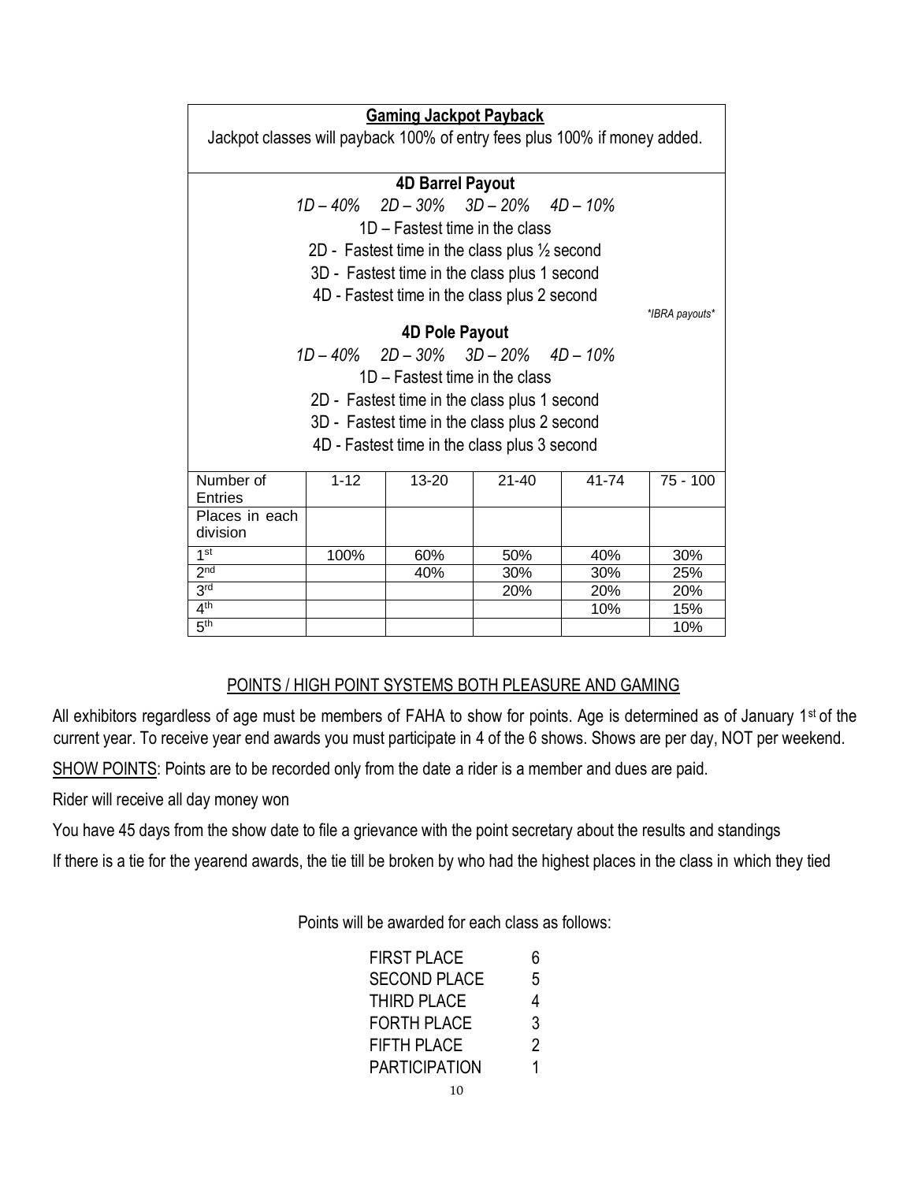**Gaming Jackpot Payback**

Jackpot classes will payback 100% of entry fees plus 100% if money added.

**4D Barrel Payout**

*1D – 40%  2D – 30%  3D – 20%  4D – 10%*

1D – Fastest time in the class

2D - Fastest time in the class plus ½ second

3D - Fastest time in the class plus 1 second

4D - Fastest time in the class plus 2 second

*\*IBRA payouts\**

**4D Pole Payout**

*1D – 40%  2D – 30%  3D – 20%  4D – 10%*

1D – Fastest time in the class

2D - Fastest time in the class plus 1 second

3D - Fastest time in the class plus 2 second

4D - Fastest time in the class plus 3 second

| Number of Entries | 1-12 | 13-20 | 21-40 | 41-74 | 75 - 100 |
|---|---|---|---|---|---|
| Places in each division | | | | | |
| 1st | 100% | 60% | 50% | 40% | 30% |
| 2nd | | 40% | 30% | 30% | 25% |
| 3rd | | | 20% | 20% | 20% |
| 4th | | | | 10% | 15% |
| 5th | | | | | 10% |

## POINTS / HIGH POINT SYSTEMS BOTH PLEASURE AND GAMING

All exhibitors regardless of age must be members of FAHA to show for points. Age is determined as of January 1st of the current year. To receive year end awards you must participate in 4 of the 6 shows. Shows are per day, NOT per weekend.

SHOW POINTS: Points are to be recorded only from the date a rider is a member and dues are paid.

Rider will receive all day money won

You have 45 days from the show date to file a grievance with the point secretary about the results and standings

If there is a tie for the yearend awards, the tie till be broken by who had the highest places in the class in which they tied

Points will be awarded for each class as follows:

| | |
|---|---|
| FIRST PLACE | 6 |
| SECOND PLACE | 5 |
| THIRD PLACE | 4 |
| FORTH PLACE | 3 |
| FIFTH PLACE | 2 |
| PARTICIPATION | 1 |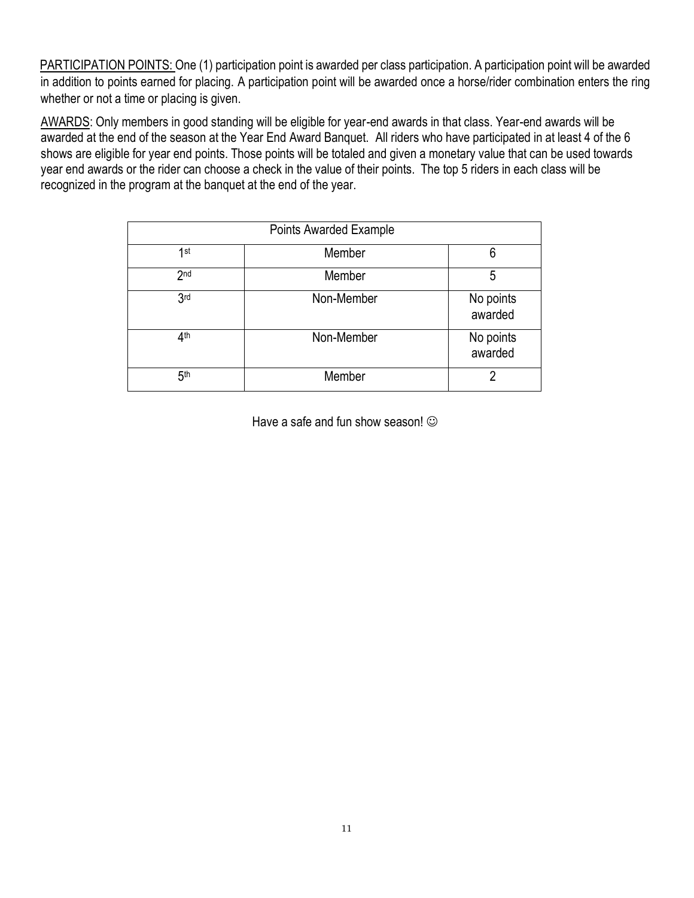<u>PARTICIPATION POINTS:</u> One (1) participation point is awarded per class participation. A participation point will be awarded in addition to points earned for placing. A participation point will be awarded once a horse/rider combination enters the ring whether or not a time or placing is given.

<u>AWARDS</u>: Only members in good standing will be eligible for year-end awards in that class. Year-end awards will be awarded at the end of the season at the Year End Award Banquet. All riders who have participated in at least 4 of the 6 shows are eligible for year end points. Those points will be totaled and given a monetary value that can be used towards year end awards or the rider can choose a check in the value of their points. The top 5 riders in each class will be recognized in the program at the banquet at the end of the year.

| Points Awarded Example | | |
|---|---|---|
| 1st | Member | 6 |
| 2nd | Member | 5 |
| 3rd | Non-Member | No points awarded |
| 4th | Non-Member | No points awarded |
| 5th | Member | 2 |

Have a safe and fun show season! ☺